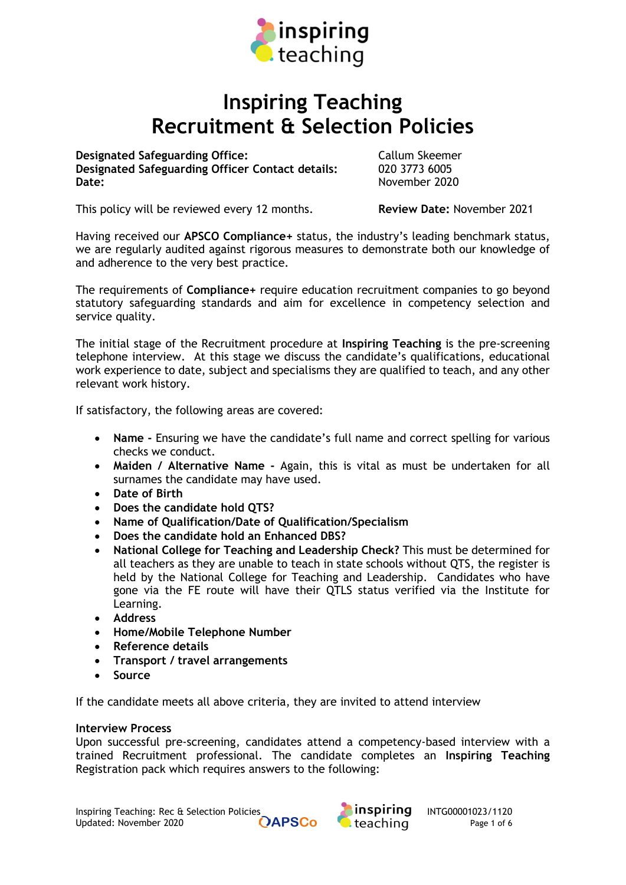# Inspiring Teaching
# Recruitment & Selection Policies

| | |
|---|---|
| **Designated Safeguarding Office:** | Callum Skeemer |
| **Designated Safeguarding Officer Contact details:** | 020 3773 6005 |
| **Date:** | November 2020 |

This policy will be reviewed every 12 months. **Review Date:** November 2021

Having received our **APSCO Compliance+** status, the industry's leading benchmark status, we are regularly audited against rigorous measures to demonstrate both our knowledge of and adherence to the very best practice.

The requirements of **Compliance+** require education recruitment companies to go beyond statutory safeguarding standards and aim for excellence in competency selection and service quality.

The initial stage of the Recruitment procedure at **Inspiring Teaching** is the pre-screening telephone interview. At this stage we discuss the candidate's qualifications, educational work experience to date, subject and specialisms they are qualified to teach, and any other relevant work history.

If satisfactory, the following areas are covered:

- **Name -** Ensuring we have the candidate's full name and correct spelling for various checks we conduct.
- **Maiden / Alternative Name -** Again, this is vital as must be undertaken for all surnames the candidate may have used.
- **Date of Birth**
- **Does the candidate hold QTS?**
- **Name of Qualification/Date of Qualification/Specialism**
- **Does the candidate hold an Enhanced DBS?**
- **National College for Teaching and Leadership Check?** This must be determined for all teachers as they are unable to teach in state schools without QTS, the register is held by the National College for Teaching and Leadership. Candidates who have gone via the FE route will have their QTLS status verified via the Institute for Learning.
- **Address**
- **Home/Mobile Telephone Number**
- **Reference details**
- **Transport / travel arrangements**
- **Source**

If the candidate meets all above criteria, they are invited to attend interview

**Interview Process**

Upon successful pre-screening, candidates attend a competency-based interview with a trained Recruitment professional. The candidate completes an **Inspiring Teaching** Registration pack which requires answers to the following: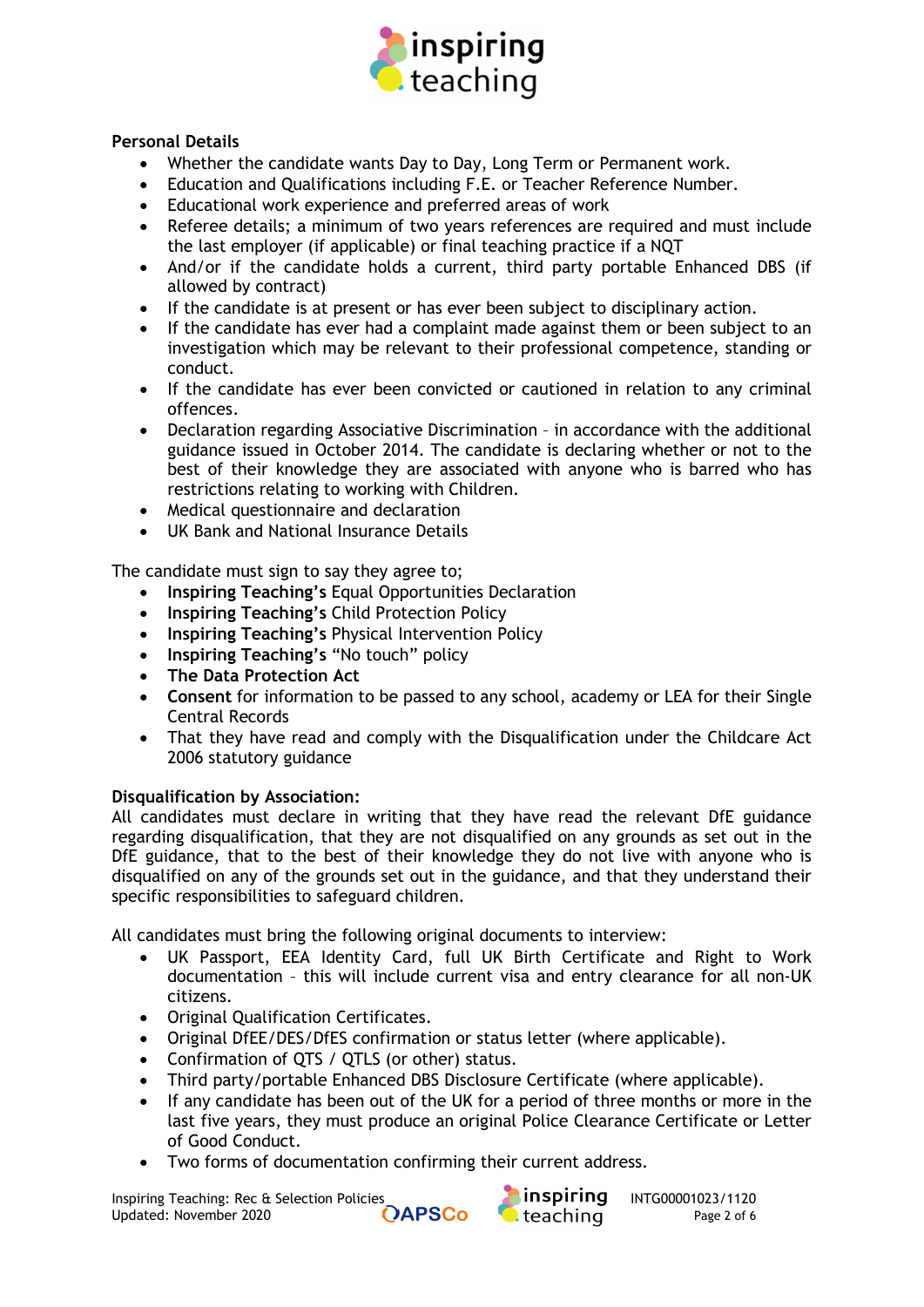**Personal Details**

- Whether the candidate wants Day to Day, Long Term or Permanent work.
- Education and Qualifications including F.E. or Teacher Reference Number.
- Educational work experience and preferred areas of work
- Referee details; a minimum of two years references are required and must include the last employer (if applicable) or final teaching practice if a NQT
- And/or if the candidate holds a current, third party portable Enhanced DBS (if allowed by contract)
- If the candidate is at present or has ever been subject to disciplinary action.
- If the candidate has ever had a complaint made against them or been subject to an investigation which may be relevant to their professional competence, standing or conduct.
- If the candidate has ever been convicted or cautioned in relation to any criminal offences.
- Declaration regarding Associative Discrimination – in accordance with the additional guidance issued in October 2014. The candidate is declaring whether or not to the best of their knowledge they are associated with anyone who is barred who has restrictions relating to working with Children.
- Medical questionnaire and declaration
- UK Bank and National Insurance Details

The candidate must sign to say they agree to;

- **Inspiring Teaching's** Equal Opportunities Declaration
- **Inspiring Teaching's** Child Protection Policy
- **Inspiring Teaching's** Physical Intervention Policy
- **Inspiring Teaching's** "No touch" policy
- **The Data Protection Act**
- **Consent** for information to be passed to any school, academy or LEA for their Single Central Records
- That they have read and comply with the Disqualification under the Childcare Act 2006 statutory guidance

**Disqualification by Association:**

All candidates must declare in writing that they have read the relevant DfE guidance regarding disqualification, that they are not disqualified on any grounds as set out in the DfE guidance, that to the best of their knowledge they do not live with anyone who is disqualified on any of the grounds set out in the guidance, and that they understand their specific responsibilities to safeguard children.

All candidates must bring the following original documents to interview:

- UK Passport, EEA Identity Card, full UK Birth Certificate and Right to Work documentation – this will include current visa and entry clearance for all non-UK citizens.
- Original Qualification Certificates.
- Original DfEE/DES/DfES confirmation or status letter (where applicable).
- Confirmation of QTS / QTLS (or other) status.
- Third party/portable Enhanced DBS Disclosure Certificate (where applicable).
- If any candidate has been out of the UK for a period of three months or more in the last five years, they must produce an original Police Clearance Certificate or Letter of Good Conduct.
- Two forms of documentation confirming their current address.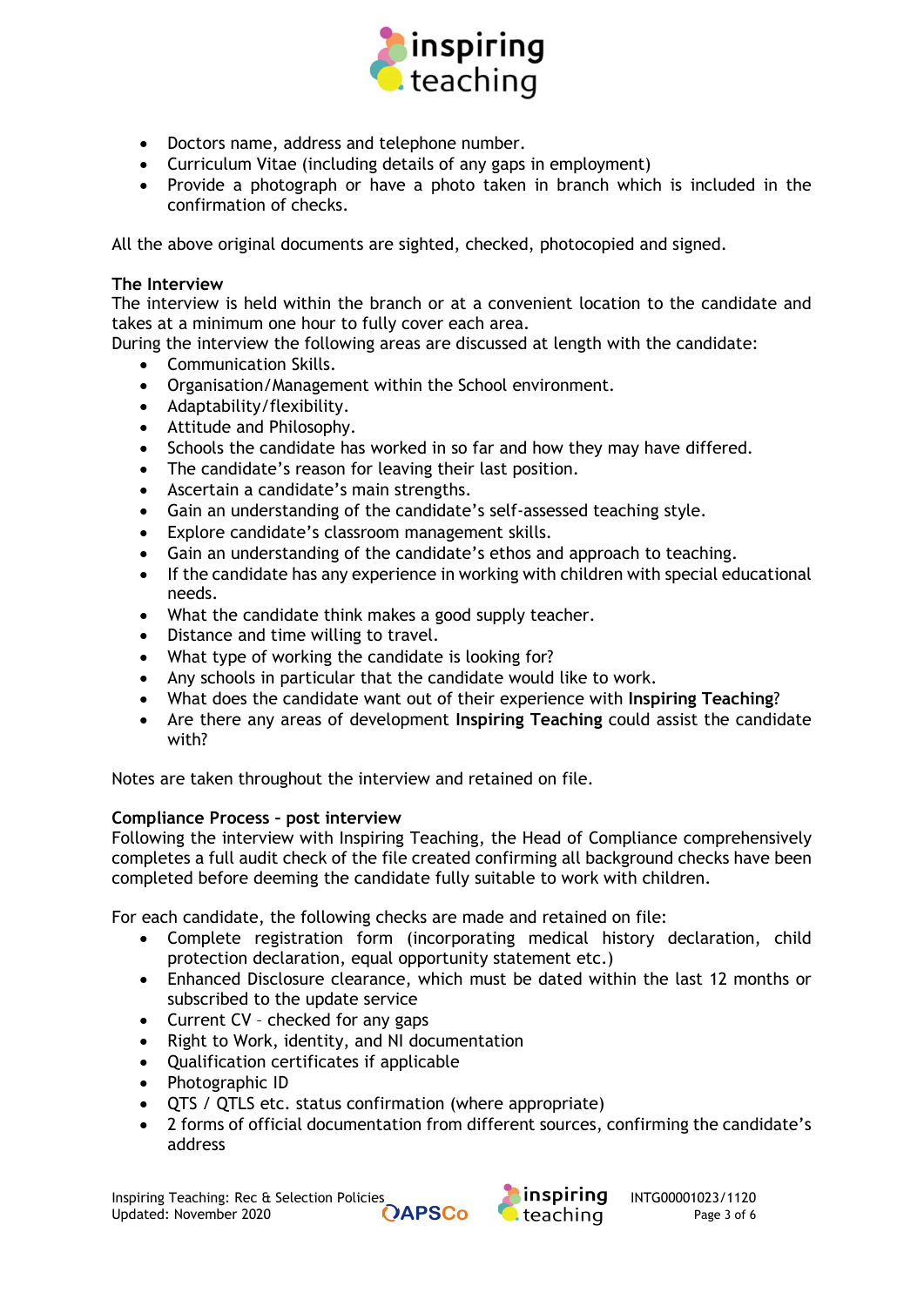- Doctors name, address and telephone number.
- Curriculum Vitae (including details of any gaps in employment)
- Provide a photograph or have a photo taken in branch which is included in the confirmation of checks.

All the above original documents are sighted, checked, photocopied and signed.

**The Interview**

The interview is held within the branch or at a convenient location to the candidate and takes at a minimum one hour to fully cover each area.

During the interview the following areas are discussed at length with the candidate:

- Communication Skills.
- Organisation/Management within the School environment.
- Adaptability/flexibility.
- Attitude and Philosophy.
- Schools the candidate has worked in so far and how they may have differed.
- The candidate's reason for leaving their last position.
- Ascertain a candidate's main strengths.
- Gain an understanding of the candidate's self-assessed teaching style.
- Explore candidate's classroom management skills.
- Gain an understanding of the candidate's ethos and approach to teaching.
- If the candidate has any experience in working with children with special educational needs.
- What the candidate think makes a good supply teacher.
- Distance and time willing to travel.
- What type of working the candidate is looking for?
- Any schools in particular that the candidate would like to work.
- What does the candidate want out of their experience with **Inspiring Teaching**?
- Are there any areas of development **Inspiring Teaching** could assist the candidate with?

Notes are taken throughout the interview and retained on file.

**Compliance Process – post interview**

Following the interview with Inspiring Teaching, the Head of Compliance comprehensively completes a full audit check of the file created confirming all background checks have been completed before deeming the candidate fully suitable to work with children.

For each candidate, the following checks are made and retained on file:

- Complete registration form (incorporating medical history declaration, child protection declaration, equal opportunity statement etc.)
- Enhanced Disclosure clearance, which must be dated within the last 12 months or subscribed to the update service
- Current CV – checked for any gaps
- Right to Work, identity, and NI documentation
- Qualification certificates if applicable
- Photographic ID
- QTS / QTLS etc. status confirmation (where appropriate)
- 2 forms of official documentation from different sources, confirming the candidate's address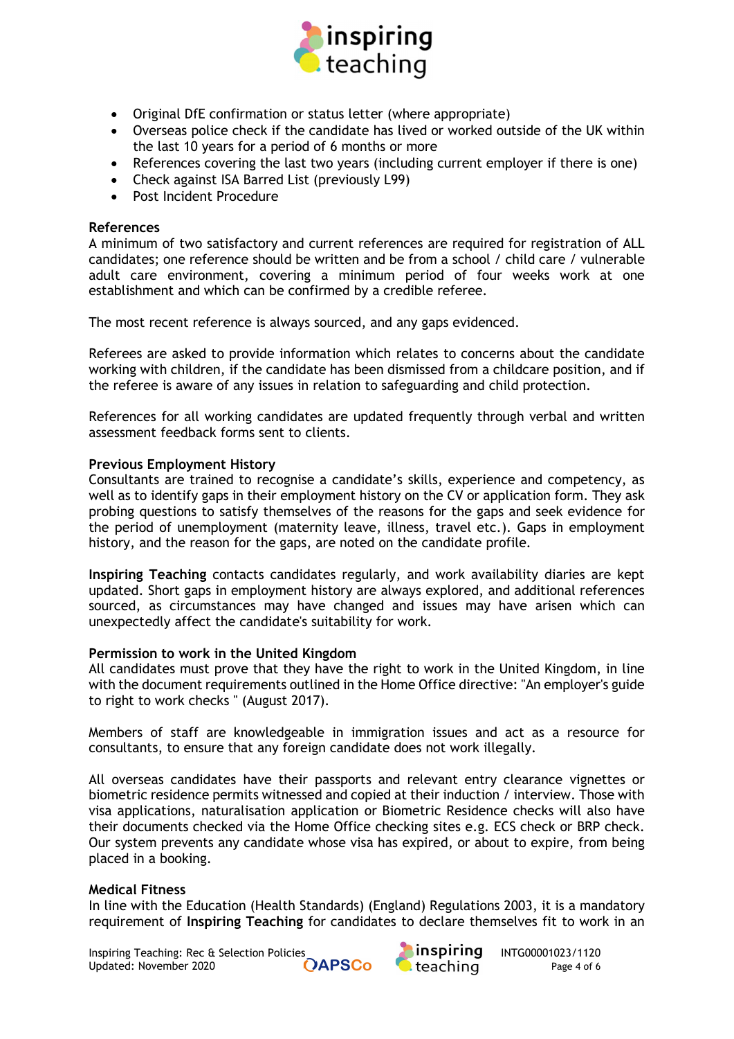- Original DfE confirmation or status letter (where appropriate)
- Overseas police check if the candidate has lived or worked outside of the UK within the last 10 years for a period of 6 months or more
- References covering the last two years (including current employer if there is one)
- Check against ISA Barred List (previously L99)
- Post Incident Procedure

**References**

A minimum of two satisfactory and current references are required for registration of ALL candidates; one reference should be written and be from a school / child care / vulnerable adult care environment, covering a minimum period of four weeks work at one establishment and which can be confirmed by a credible referee.

The most recent reference is always sourced, and any gaps evidenced.

Referees are asked to provide information which relates to concerns about the candidate working with children, if the candidate has been dismissed from a childcare position, and if the referee is aware of any issues in relation to safeguarding and child protection.

References for all working candidates are updated frequently through verbal and written assessment feedback forms sent to clients.

**Previous Employment History**

Consultants are trained to recognise a candidate's skills, experience and competency, as well as to identify gaps in their employment history on the CV or application form. They ask probing questions to satisfy themselves of the reasons for the gaps and seek evidence for the period of unemployment (maternity leave, illness, travel etc.). Gaps in employment history, and the reason for the gaps, are noted on the candidate profile.

**Inspiring Teaching** contacts candidates regularly, and work availability diaries are kept updated. Short gaps in employment history are always explored, and additional references sourced, as circumstances may have changed and issues may have arisen which can unexpectedly affect the candidate's suitability for work.

**Permission to work in the United Kingdom**

All candidates must prove that they have the right to work in the United Kingdom, in line with the document requirements outlined in the Home Office directive: "An employer's guide to right to work checks " (August 2017).

Members of staff are knowledgeable in immigration issues and act as a resource for consultants, to ensure that any foreign candidate does not work illegally.

All overseas candidates have their passports and relevant entry clearance vignettes or biometric residence permits witnessed and copied at their induction / interview. Those with visa applications, naturalisation application or Biometric Residence checks will also have their documents checked via the Home Office checking sites e.g. ECS check or BRP check. Our system prevents any candidate whose visa has expired, or about to expire, from being placed in a booking.

**Medical Fitness**

In line with the Education (Health Standards) (England) Regulations 2003, it is a mandatory requirement of **Inspiring Teaching** for candidates to declare themselves fit to work in an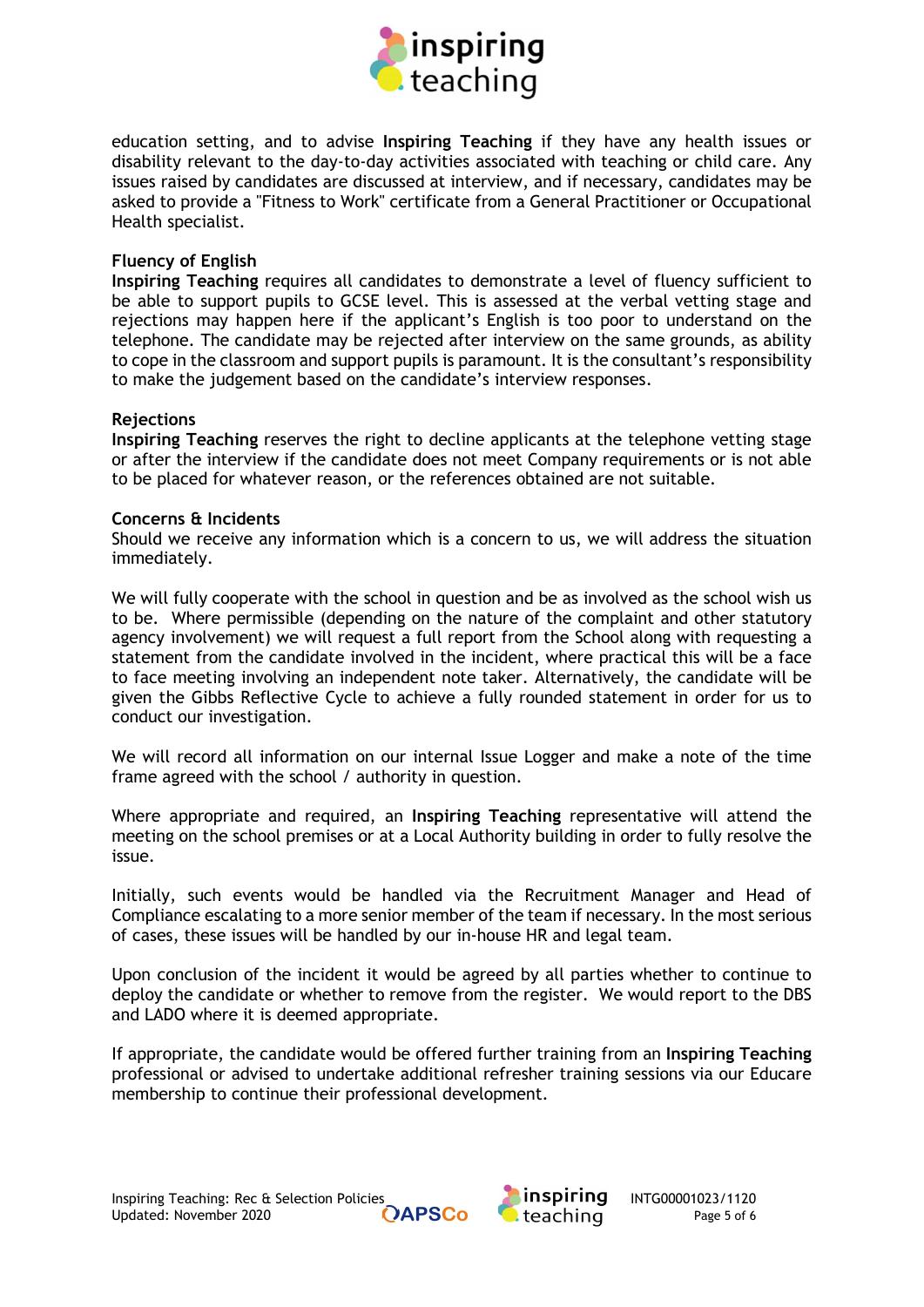education setting, and to advise **Inspiring Teaching** if they have any health issues or disability relevant to the day-to-day activities associated with teaching or child care. Any issues raised by candidates are discussed at interview, and if necessary, candidates may be asked to provide a "Fitness to Work" certificate from a General Practitioner or Occupational Health specialist.

### Fluency of English

**Inspiring Teaching** requires all candidates to demonstrate a level of fluency sufficient to be able to support pupils to GCSE level. This is assessed at the verbal vetting stage and rejections may happen here if the applicant's English is too poor to understand on the telephone. The candidate may be rejected after interview on the same grounds, as ability to cope in the classroom and support pupils is paramount. It is the consultant's responsibility to make the judgement based on the candidate's interview responses.

### Rejections

**Inspiring Teaching** reserves the right to decline applicants at the telephone vetting stage or after the interview if the candidate does not meet Company requirements or is not able to be placed for whatever reason, or the references obtained are not suitable.

### Concerns & Incidents

Should we receive any information which is a concern to us, we will address the situation immediately.

We will fully cooperate with the school in question and be as involved as the school wish us to be. Where permissible (depending on the nature of the complaint and other statutory agency involvement) we will request a full report from the School along with requesting a statement from the candidate involved in the incident, where practical this will be a face to face meeting involving an independent note taker. Alternatively, the candidate will be given the Gibbs Reflective Cycle to achieve a fully rounded statement in order for us to conduct our investigation.

We will record all information on our internal Issue Logger and make a note of the time frame agreed with the school / authority in question.

Where appropriate and required, an **Inspiring Teaching** representative will attend the meeting on the school premises or at a Local Authority building in order to fully resolve the issue.

Initially, such events would be handled via the Recruitment Manager and Head of Compliance escalating to a more senior member of the team if necessary. In the most serious of cases, these issues will be handled by our in-house HR and legal team.

Upon conclusion of the incident it would be agreed by all parties whether to continue to deploy the candidate or whether to remove from the register. We would report to the DBS and LADO where it is deemed appropriate.

If appropriate, the candidate would be offered further training from an **Inspiring Teaching** professional or advised to undertake additional refresher training sessions via our Educare membership to continue their professional development.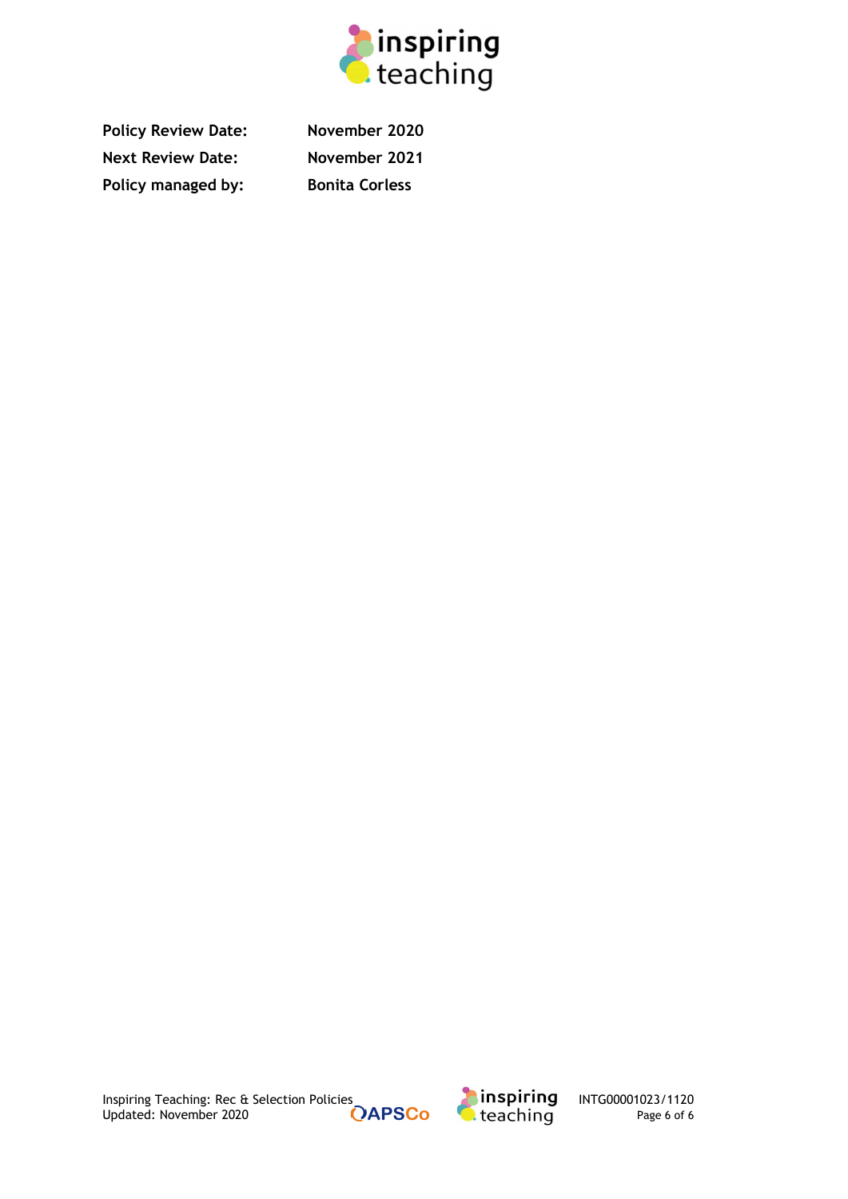| | |
|---|---|
| **Policy Review Date:** | **November 2020** |
| **Next Review Date:** | **November 2021** |
| **Policy managed by:** | **Bonita Corless** |